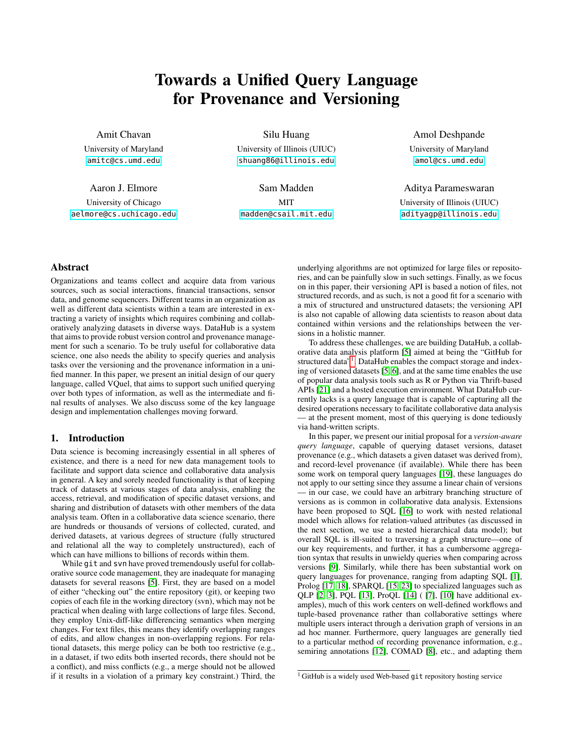# Towards a Unified Query Language for Provenance and Versioning

Amit Chavan
University of Maryland
amitc@cs.umd.edu

Silu Huang
University of Illinois (UIUC)
shuang86@illinois.edu

Amol Deshpande
University of Maryland
amol@cs.umd.edu

Aaron J. Elmore
University of Chicago
aelmore@cs.uchicago.edu

Sam Madden
MIT
madden@csail.mit.edu

Aditya Parameswaran
University of Illinois (UIUC)
adityagp@illinois.edu

## Abstract

Organizations and teams collect and acquire data from various sources, such as social interactions, financial transactions, sensor data, and genome sequencers. Different teams in an organization as well as different data scientists within a team are interested in extracting a variety of insights which requires combining and collaboratively analyzing datasets in diverse ways. DataHub is a system that aims to provide robust version control and provenance management for such a scenario. To be truly useful for collaborative data science, one also needs the ability to specify queries and analysis tasks over the versioning and the provenance information in a unified manner. In this paper, we present an initial design of our query language, called VQuel, that aims to support such unified querying over both types of information, as well as the intermediate and final results of analyses. We also discuss some of the key language design and implementation challenges moving forward.

## 1. Introduction

Data science is becoming increasingly essential in all spheres of existence, and there is a need for new data management tools to facilitate and support data science and collaborative data analysis in general. A key and sorely needed functionality is that of keeping track of datasets at various stages of data analysis, enabling the access, retrieval, and modification of specific dataset versions, and sharing and distribution of datasets with other members of the data analysis team. Often in a collaborative data science scenario, there are hundreds or thousands of versions of collected, curated, and derived datasets, at various degrees of structure (fully structured and relational all the way to completely unstructured), each of which can have millions to billions of records within them.

While `git` and `svn` have proved tremendously useful for collaborative source code management, they are inadequate for managing datasets for several reasons [5]. First, they are based on a model of either "checking out" the entire repository (git), or keeping two copies of each file in the working directory (svn), which may not be practical when dealing with large collections of large files. Second, they employ Unix-diff-like differencing semantics when merging changes. For text files, this means they identify overlapping ranges of edits, and allow changes in non-overlapping regions. For relational datasets, this merge policy can be both too restrictive (e.g., in a dataset, if two edits both inserted records, there should not be a conflict), and miss conflicts (e.g., a merge should not be allowed if it results in a violation of a primary key constraint.) Third, the underlying algorithms are not optimized for large files or repositories, and can be painfully slow in such settings. Finally, as we focus on in this paper, their versioning API is based a notion of files, not structured records, and as such, is not a good fit for a scenario with a mix of structured and unstructured datasets; the versioning API is also not capable of allowing data scientists to reason about data contained within versions and the relationships between the versions in a holistic manner.

To address these challenges, we are building DataHub, a collaborative data analysis platform [5] aimed at being the "GitHub for structured data"[1]. DataHub enables the compact storage and indexing of versioned datasets [5, 6], and at the same time enables the use of popular data analysis tools such as R or Python via Thrift-based APIs [21] and a hosted execution environment. What DataHub currently lacks is a query language that is capable of capturing all the desired operations necessary to facilitate collaborative data analysis — at the present moment, most of this querying is done tediously via hand-written scripts.

In this paper, we present our initial proposal for a *version-aware query language*, capable of querying dataset versions, dataset provenance (e.g., which datasets a given dataset was derived from), and record-level provenance (if available). While there has been some work on temporal query languages [19], these languages do not apply to our setting since they assume a linear chain of versions — in our case, we could have an arbitrary branching structure of versions as is common in collaborative data analysis. Extensions have been proposed to SQL [16] to work with nested relational model which allows for relation-valued attributes (as discussed in the next section, we use a nested hierarchical data model); but overall SQL is ill-suited to traversing a graph structure—one of our key requirements, and further, it has a cumbersome aggregation syntax that results in unwieldy queries when comparing across versions [9]. Similarly, while there has been substantial work on query languages for provenance, ranging from adapting SQL [1], Prolog [17, 18], SPARQL [15, 23] to specialized languages such as QLP [2, 3], PQL [13], ProQL [14] ( [7], [10] have additional examples), much of this work centers on well-defined workflows and tuple-based provenance rather than collaborative settings where multiple users interact through a derivation graph of versions in an ad hoc manner. Furthermore, query languages are generally tied to a particular method of recording provenance information, e.g., semiring annotations [12], COMAD [8], etc., and adapting them

[1] GitHub is a widely used Web-based `git` repository hosting service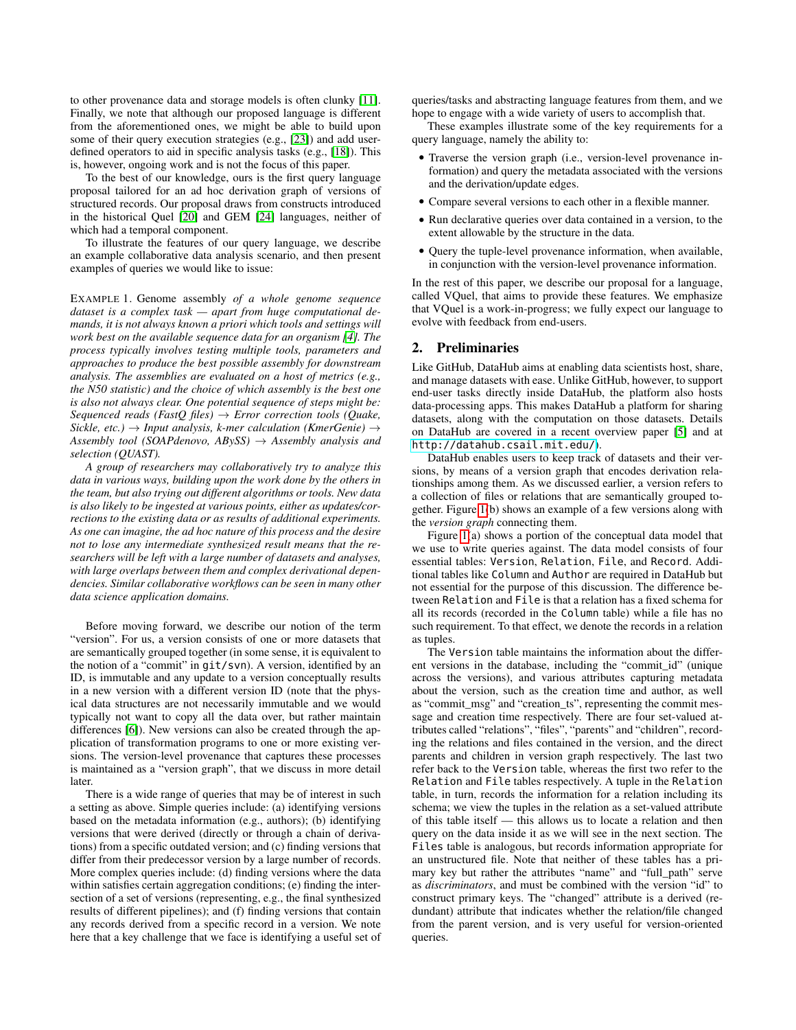to other provenance data and storage models is often clunky [11]. Finally, we note that although our proposed language is different from the aforementioned ones, we might be able to build upon some of their query execution strategies (e.g., [23]) and add user-defined operators to aid in specific analysis tasks (e.g., [18]). This is, however, ongoing work and is not the focus of this paper.

To the best of our knowledge, ours is the first query language proposal tailored for an ad hoc derivation graph of versions of structured records. Our proposal draws from constructs introduced in the historical Quel [20] and GEM [24] languages, neither of which had a temporal component.

To illustrate the features of our query language, we describe an example collaborative data analysis scenario, and then present examples of queries we would like to issue:

EXAMPLE 1. Genome assembly *of a whole genome sequence dataset is a complex task — apart from huge computational demands, it is not always known a priori which tools and settings will work best on the available sequence data for an organism [4]. The process typically involves testing multiple tools, parameters and approaches to produce the best possible assembly for downstream analysis. The assemblies are evaluated on a host of metrics (e.g., the N50 statistic) and the choice of which assembly is the best one is also not always clear. One potential sequence of steps might be: Sequenced reads (FastQ files) → Error correction tools (Quake, Sickle, etc.) → Input analysis, k-mer calculation (KmerGenie) → Assembly tool (SOAPdenovo, ABySS) → Assembly analysis and selection (QUAST).*

*A group of researchers may collaboratively try to analyze this data in various ways, building upon the work done by the others in the team, but also trying out different algorithms or tools. New data is also likely to be ingested at various points, either as updates/corrections to the existing data or as results of additional experiments. As one can imagine, the ad hoc nature of this process and the desire not to lose any intermediate synthesized result means that the researchers will be left with a large number of datasets and analyses, with large overlaps between them and complex derivational dependencies. Similar collaborative workflows can be seen in many other data science application domains.*

Before moving forward, we describe our notion of the term "version". For us, a version consists of one or more datasets that are semantically grouped together (in some sense, it is equivalent to the notion of a "commit" in `git/svn`). A version, identified by an ID, is immutable and any update to a version conceptually results in a new version with a different version ID (note that the physical data structures are not necessarily immutable and we would typically not want to copy all the data over, but rather maintain differences [6]). New versions can also be created through the application of transformation programs to one or more existing versions. The version-level provenance that captures these processes is maintained as a "version graph", that we discuss in more detail later.

There is a wide range of queries that may be of interest in such a setting as above. Simple queries include: (a) identifying versions based on the metadata information (e.g., authors); (b) identifying versions that were derived (directly or through a chain of derivations) from a specific outdated version; and (c) finding versions that differ from their predecessor version by a large number of records. More complex queries include: (d) finding versions where the data within satisfies certain aggregation conditions; (e) finding the intersection of a set of versions (representing, e.g., the final synthesized results of different pipelines); and (f) finding versions that contain any records derived from a specific record in a version. We note here that a key challenge that we face is identifying a useful set of queries/tasks and abstracting language features from them, and we hope to engage with a wide variety of users to accomplish that.

These examples illustrate some of the key requirements for a query language, namely the ability to:

- Traverse the version graph (i.e., version-level provenance information) and query the metadata associated with the versions and the derivation/update edges.
- Compare several versions to each other in a flexible manner.
- Run declarative queries over data contained in a version, to the extent allowable by the structure in the data.
- Query the tuple-level provenance information, when available, in conjunction with the version-level provenance information.

In the rest of this paper, we describe our proposal for a language, called VQuel, that aims to provide these features. We emphasize that VQuel is a work-in-progress; we fully expect our language to evolve with feedback from end-users.

## 2. Preliminaries

Like GitHub, DataHub aims at enabling data scientists host, share, and manage datasets with ease. Unlike GitHub, however, to support end-user tasks directly inside DataHub, the platform also hosts data-processing apps. This makes DataHub a platform for sharing datasets, along with the computation on those datasets. Details on DataHub are covered in a recent overview paper [5] and at `http://datahub.csail.mit.edu/`.

DataHub enables users to keep track of datasets and their versions, by means of a version graph that encodes derivation relationships among them. As we discussed earlier, a version refers to a collection of files or relations that are semantically grouped together. Figure 1(b) shows an example of a few versions along with the *version graph* connecting them.

Figure 1(a) shows a portion of the conceptual data model that we use to write queries against. The data model consists of four essential tables: `Version`, `Relation`, `File`, and `Record`. Additional tables like `Column` and `Author` are required in DataHub but not essential for the purpose of this discussion. The difference between `Relation` and `File` is that a relation has a fixed schema for all its records (recorded in the `Column` table) while a file has no such requirement. To that effect, we denote the records in a relation as tuples.

The `Version` table maintains the information about the different versions in the database, including the "commit_id" (unique across the versions), and various attributes capturing metadata about the version, such as the creation time and author, as well as "commit_msg" and "creation_ts", representing the commit message and creation time respectively. There are four set-valued attributes called "relations", "files", "parents" and "children", recording the relations and files contained in the version, and the direct parents and children in version graph respectively. The last two refer back to the `Version` table, whereas the first two refer to the `Relation` and `File` tables respectively. A tuple in the `Relation` table, in turn, records the information for a relation including its schema; we view the tuples in the relation as a set-valued attribute of this table itself — this allows us to locate a relation and then query on the data inside it as we will see in the next section. The `Files` table is analogous, but records information appropriate for an unstructured file. Note that neither of these tables has a primary key but rather the attributes "name" and "full_path" serve as *discriminators*, and must be combined with the version "id" to construct primary keys. The "changed" attribute is a derived (redundant) attribute that indicates whether the relation/file changed from the parent version, and is very useful for version-oriented queries.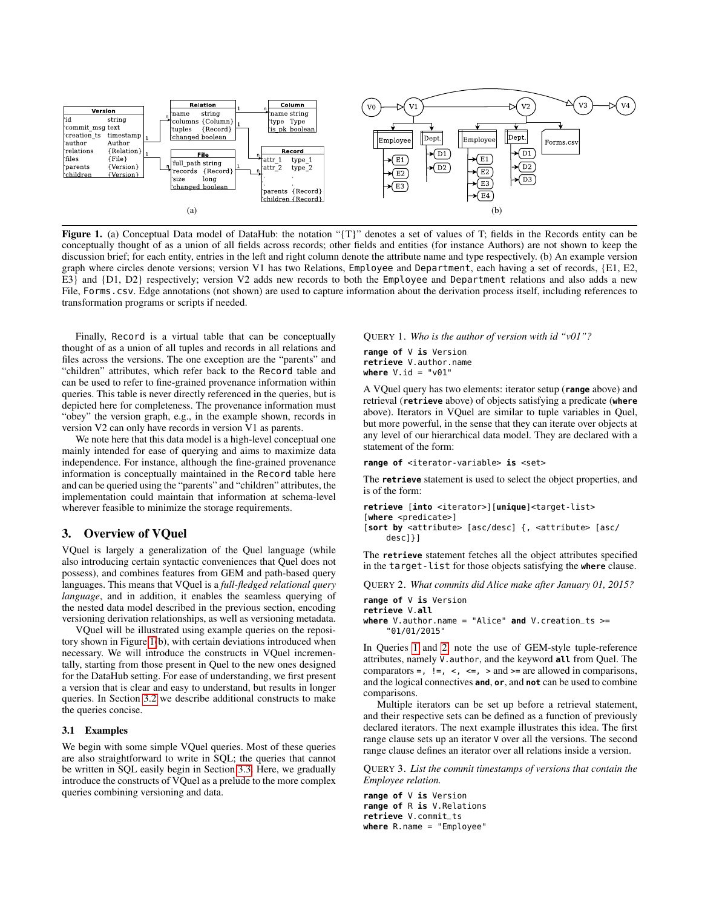**Figure 1.** (a) Conceptual Data model of DataHub: the notation "{T}" denotes a set of values of T; fields in the Records entity can be conceptually thought of as a union of all fields across records; other fields and entities (for instance Authors) are not shown to keep the discussion brief; for each entity, entries in the left and right column denote the attribute name and type respectively. (b) An example version graph where circles denote versions; version V1 has two Relations, `Employee` and `Department`, each having a set of records, {E1, E2, E3} and {D1, D2} respectively; version V2 adds new records to both the `Employee` and `Department` relations and also adds a new File, `Forms.csv`. Edge annotations (not shown) are used to capture information about the derivation process itself, including references to transformation programs or scripts if needed.

Finally, `Record` is a virtual table that can be conceptually thought of as a union of all tuples and records in all relations and files across the versions. The one exception are the "parents" and "children" attributes, which refer back to the `Record` table and can be used to refer to fine-grained provenance information within queries. This table is never directly referenced in the queries, but is depicted here for completeness. The provenance information must "obey" the version graph, e.g., in the example shown, records in version V2 can only have records in version V1 as parents.

We note here that this data model is a high-level conceptual one mainly intended for ease of querying and aims to maximize data independence. For instance, although the fine-grained provenance information is conceptually maintained in the `Record` table here and can be queried using the "parents" and "children" attributes, the implementation could maintain that information at schema-level wherever feasible to minimize the storage requirements.

## 3. Overview of VQuel

VQuel is largely a generalization of the Quel language (while also introducing certain syntactic conveniences that Quel does not possess), and combines features from GEM and path-based query languages. This means that VQuel is a *full-fledged relational query language*, and in addition, it enables the seamless querying of the nested data model described in the previous section, encoding versioning derivation relationships, as well as versioning metadata.

VQuel will be illustrated using example queries on the repository shown in Figure 1(b), with certain deviations introduced when necessary. We will introduce the constructs in VQuel incrementally, starting from those present in Quel to the new ones designed for the DataHub setting. For ease of understanding, we first present a version that is clear and easy to understand, but results in longer queries. In Section 3.2 we describe additional constructs to make the queries concise.

### 3.1 Examples

We begin with some simple VQuel queries. Most of these queries are also straightforward to write in SQL; the queries that cannot be written in SQL easily begin in Section 3.3. Here, we gradually introduce the constructs of VQuel as a prelude to the more complex queries combining versioning and data.

QUERY 1. *Who is the author of version with id "v01"?*

```
range of V is Version
retrieve V.author.name
where V.id = "v01"
```

A VQuel query has two elements: iterator setup (**range** above) and retrieval (**retrieve** above) of objects satisfying a predicate (**where** above). Iterators in VQuel are similar to tuple variables in Quel, but more powerful, in the sense that they can iterate over objects at any level of our hierarchical data model. They are declared with a statement of the form:

```
range of <iterator-variable> is <set>
```

The **retrieve** statement is used to select the object properties, and is of the form:

```
retrieve [into <iterator>][unique]<target-list>
[where <predicate>]
[sort by <attribute> [asc/desc] {, <attribute> [asc/
    desc]}]
```

The **retrieve** statement fetches all the object attributes specified in the `target-list` for those objects satisfying the **where** clause.

QUERY 2. *What commits did Alice make after January 01, 2015?*

```
range of V is Version
retrieve V.all
where V.author.name = "Alice" and V.creation_ts >=
    "01/01/2015"
```

In Queries 1 and 2, note the use of GEM-style tuple-reference attributes, namely `V.author`, and the keyword **all** from Quel. The comparators =, !=, <, <=, > and >= are allowed in comparisons, and the logical connectives **and**, **or**, and **not** can be used to combine comparisons.

Multiple iterators can be set up before a retrieval statement, and their respective sets can be defined as a function of previously declared iterators. The next example illustrates this idea. The first range clause sets up an iterator `V` over all the versions. The second range clause defines an iterator over all relations inside a version.

QUERY 3. *List the commit timestamps of versions that contain the Employee relation.*

```
range of V is Version
range of R is V.Relations
retrieve V.commit_ts
where R.name = "Employee"
```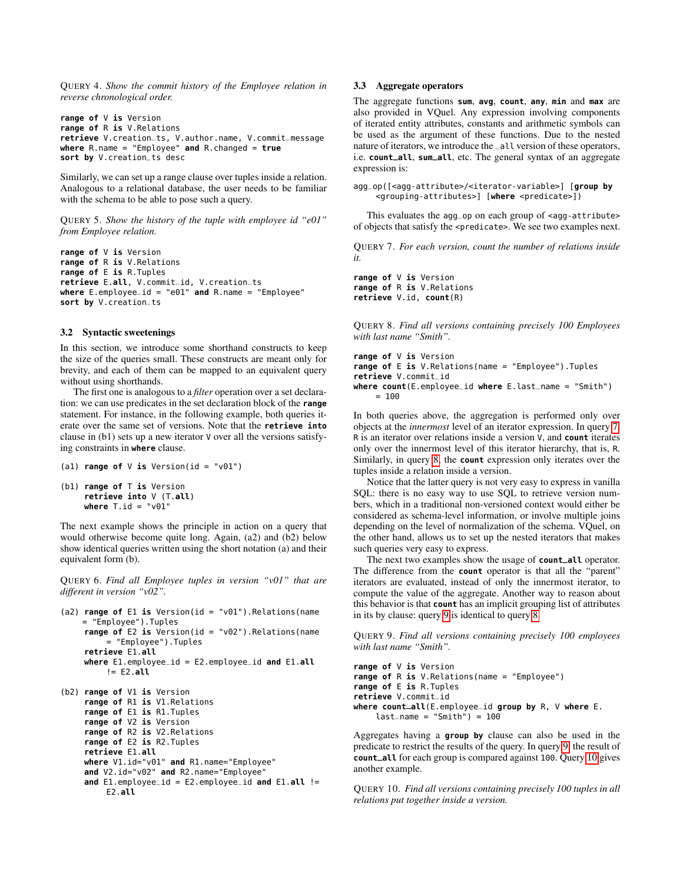QUERY 4. *Show the commit history of the Employee relation in reverse chronological order.*

```
range of V is Version
range of R is V.Relations
retrieve V.creation_ts, V.author.name, V.commit_message
where R.name = "Employee" and R.changed = true
sort by V.creation_ts desc
```

Similarly, we can set up a range clause over tuples inside a relation. Analogous to a relational database, the user needs to be familiar with the schema to be able to pose such a query.

QUERY 5. *Show the history of the tuple with employee id "e01" from Employee relation.*

```
range of V is Version
range of R is V.Relations
range of E is R.Tuples
retrieve E.all, V.commit_id, V.creation_ts
where E.employee_id = "e01" and R.name = "Employee"
sort by V.creation_ts
```

### 3.2 Syntactic sweetenings

In this section, we introduce some shorthand constructs to keep the size of the queries small. These constructs are meant only for brevity, and each of them can be mapped to an equivalent query without using shorthands.

The first one is analogous to a *filter* operation over a set declaration: we can use predicates in the set declaration block of the **range** statement. For instance, in the following example, both queries iterate over the same set of versions. Note that the **retrieve into** clause in (b1) sets up a new iterator V over all the versions satisfying constraints in **where** clause.

```
(a1) range of V is Version(id = "v01")

(b1) range of T is Version
     retrieve into V (T.all)
     where T.id = "v01"
```

The next example shows the principle in action on a query that would otherwise become quite long. Again, (a2) and (b2) below show identical queries written using the short notation (a) and their equivalent form (b).

QUERY 6. *Find all Employee tuples in version "v01" that are different in version "v02".*

```
(a2) range of E1 is Version(id = "v01").Relations(name
     = "Employee").Tuples
     range of E2 is Version(id = "v02").Relations(name
         = "Employee").Tuples
     retrieve E1.all
     where E1.employee_id = E2.employee_id and E1.all
         != E2.all

(b2) range of V1 is Version
     range of R1 is V1.Relations
     range of E1 is R1.Tuples
     range of V2 is Version
     range of R2 is V2.Relations
     range of E2 is R2.Tuples
     retrieve E1.all
     where V1.id="v01" and R1.name="Employee"
     and V2.id="v02" and R2.name="Employee"
     and E1.employee_id = E2.employee_id and E1.all !=
         E2.all
```

### 3.3 Aggregate operators

The aggregate functions **sum**, **avg**, **count**, **any**, **min** and **max** are also provided in VQuel. Any expression involving components of iterated entity attributes, constants and arithmetic symbols can be used as the argument of these functions. Due to the nested nature of iterators, we introduce the `_all` version of these operators, i.e. **count_all**, **sum_all**, etc. The general syntax of an aggregate expression is:

```
agg_op([<agg-attribute>/<iterator-variable>] [group by
    <grouping-attributes>] [where <predicate>])
```

This evaluates the `agg_op` on each group of `<agg-attribute>` of objects that satisfy the `<predicate>`. We see two examples next.

QUERY 7. *For each version, count the number of relations inside it.*

```
range of V is Version
range of R is V.Relations
retrieve V.id, count(R)
```

QUERY 8. *Find all versions containing precisely 100 Employees with last name "Smith".*

```
range of V is Version
range of E is V.Relations(name = "Employee").Tuples
retrieve V.commit_id
where count(E.employee_id where E.last_name = "Smith")
    = 100
```

In both queries above, the aggregation is performed only over objects at the *innermost* level of an iterator expression. In query 7, R is an iterator over relations inside a version V, and **count** iterates only over the innermost level of this iterator hierarchy, that is, R. Similarly, in query 8, the **count** expression only iterates over the tuples inside a relation inside a version.

Notice that the latter query is not very easy to express in vanilla SQL: there is no easy way to use SQL to retrieve version numbers, which in a traditional non-versioned context would either be considered as schema-level information, or involve multiple joins depending on the level of normalization of the schema. VQuel, on the other hand, allows us to set up the nested iterators that makes such queries very easy to express.

The next two examples show the usage of **count_all** operator. The difference from the **count** operator is that all the "parent" iterators are evaluated, instead of only the innermost iterator, to compute the value of the aggregate. Another way to reason about this behavior is that **count** has an implicit grouping list of attributes in its by clause: query 9 is identical to query 8.

QUERY 9. *Find all versions containing precisely 100 employees with last name "Smith".*

```
range of V is Version
range of R is V.Relations(name = "Employee")
range of E is R.Tuples
retrieve V.commit_id
where count_all(E.employee_id group by R, V where E.
    last_name = "Smith") = 100
```

Aggregates having a **group by** clause can also be used in the predicate to restrict the results of the query. In query 9, the result of **count_all** for each group is compared against 100. Query 10 gives another example.

QUERY 10. *Find all versions containing precisely 100 tuples in all relations put together inside a version.*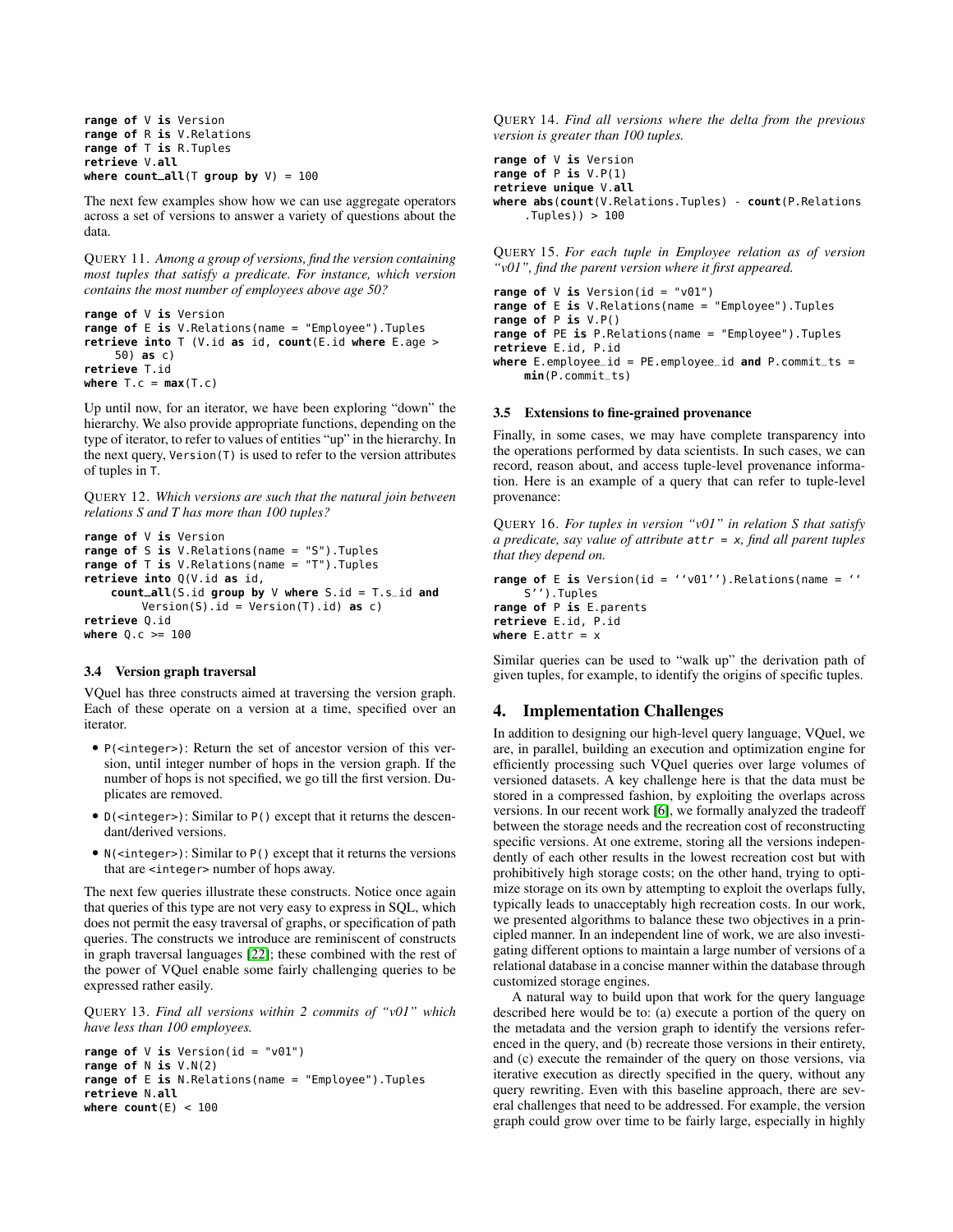```
range of V is Version
range of R is V.Relations
range of T is R.Tuples
retrieve V.all
where count_all(T group by V) = 100
```

The next few examples show how we can use aggregate operators across a set of versions to answer a variety of questions about the data.

QUERY 11. *Among a group of versions, find the version containing most tuples that satisfy a predicate. For instance, which version contains the most number of employees above age 50?*

```
range of V is Version
range of E is V.Relations(name = "Employee").Tuples
retrieve into T (V.id as id, count(E.id where E.age >
     50) as c)
retrieve T.id
where T.c = max(T.c)
```

Up until now, for an iterator, we have been exploring "down" the hierarchy. We also provide appropriate functions, depending on the type of iterator, to refer to values of entities "up" in the hierarchy. In the next query, `Version(T)` is used to refer to the version attributes of tuples in `T`.

QUERY 12. *Which versions are such that the natural join between relations S and T has more than 100 tuples?*

```
range of V is Version
range of S is V.Relations(name = "S").Tuples
range of T is V.Relations(name = "T").Tuples
retrieve into Q(V.id as id,
    count_all(S.id group by V where S.id = T.s_id and
        Version(S).id = Version(T).id) as c)
retrieve Q.id
where Q.c >= 100
```

### 3.4 Version graph traversal

VQuel has three constructs aimed at traversing the version graph. Each of these operate on a version at a time, specified over an iterator.

- `P(<integer>)`: Return the set of ancestor version of this version, until integer number of hops in the version graph. If the number of hops is not specified, we go till the first version. Duplicates are removed.
- `D(<integer>)`: Similar to `P()` except that it returns the descendant/derived versions.
- `N(<integer>)`: Similar to `P()` except that it returns the versions that are `<integer>` number of hops away.

The next few queries illustrate these constructs. Notice once again that queries of this type are not very easy to express in SQL, which does not permit the easy traversal of graphs, or specification of path queries. The constructs we introduce are reminiscent of constructs in graph traversal languages [22]; these combined with the rest of the power of VQuel enable some fairly challenging queries to be expressed rather easily.

QUERY 13. *Find all versions within 2 commits of "v01" which have less than 100 employees.*

```
range of V is Version(id = "v01")
range of N is V.N(2)
range of E is N.Relations(name = "Employee").Tuples
retrieve N.all
where count(E) < 100
```

QUERY 14. *Find all versions where the delta from the previous version is greater than 100 tuples.*

```
range of V is Version
range of P is V.P(1)
retrieve unique V.all
where abs(count(V.Relations.Tuples) - count(P.Relations
     .Tuples)) > 100
```

QUERY 15. *For each tuple in Employee relation as of version "v01", find the parent version where it first appeared.*

```
range of V is Version(id = "v01")
range of E is V.Relations(name = "Employee").Tuples
range of P is V.P()
range of PE is P.Relations(name = "Employee").Tuples
retrieve E.id, P.id
where E.employee_id = PE.employee_id and P.commit_ts =
     min(P.commit_ts)
```

### 3.5 Extensions to fine-grained provenance

Finally, in some cases, we may have complete transparency into the operations performed by data scientists. In such cases, we can record, reason about, and access tuple-level provenance information. Here is an example of a query that can refer to tuple-level provenance:

QUERY 16. *For tuples in version "v01" in relation S that satisfy a predicate, say value of attribute `attr = x`, find all parent tuples that they depend on.*

```
range of E is Version(id = ''v01'').Relations(name = ''
     S'').Tuples
range of P is E.parents
retrieve E.id, P.id
where E.attr = x
```

Similar queries can be used to "walk up" the derivation path of given tuples, for example, to identify the origins of specific tuples.

## 4. Implementation Challenges

In addition to designing our high-level query language, VQuel, we are, in parallel, building an execution and optimization engine for efficiently processing such VQuel queries over large volumes of versioned datasets. A key challenge here is that the data must be stored in a compressed fashion, by exploiting the overlaps across versions. In our recent work [6], we formally analyzed the tradeoff between the storage needs and the recreation cost of reconstructing specific versions. At one extreme, storing all the versions independently of each other results in the lowest recreation cost but with prohibitively high storage costs; on the other hand, trying to optimize storage on its own by attempting to exploit the overlaps fully, typically leads to unacceptably high recreation costs. In our work, we presented algorithms to balance these two objectives in a principled manner. In an independent line of work, we are also investigating different options to maintain a large number of versions of a relational database in a concise manner within the database through customized storage engines.

A natural way to build upon that work for the query language described here would be to: (a) execute a portion of the query on the metadata and the version graph to identify the versions referenced in the query, and (b) recreate those versions in their entirety, and (c) execute the remainder of the query on those versions, via iterative execution as directly specified in the query, without any query rewriting. Even with this baseline approach, there are several challenges that need to be addressed. For example, the version graph could grow over time to be fairly large, especially in highly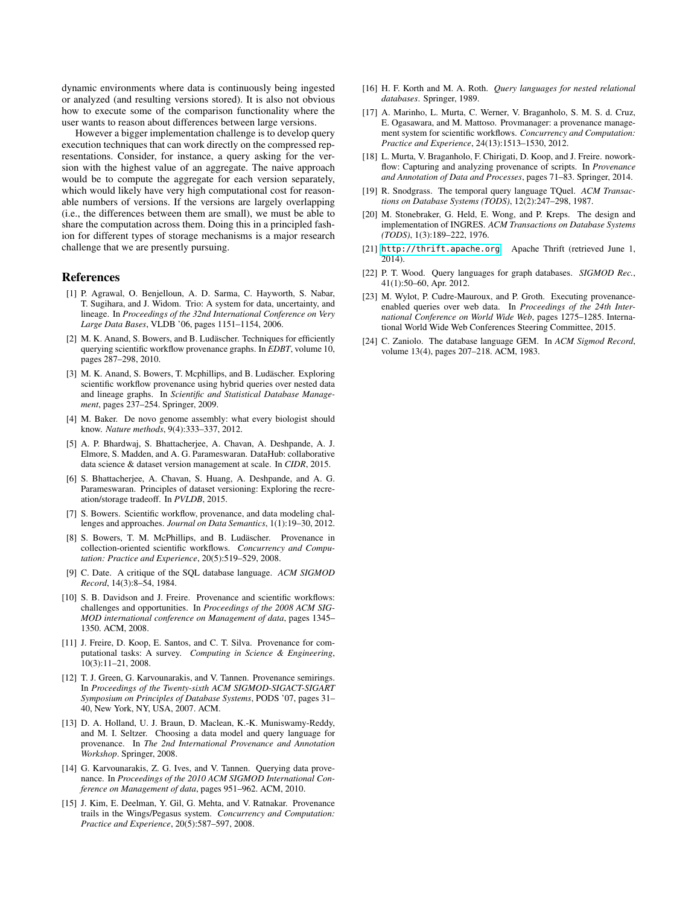dynamic environments where data is continuously being ingested or analyzed (and resulting versions stored). It is also not obvious how to execute some of the comparison functionality where the user wants to reason about differences between large versions.

However a bigger implementation challenge is to develop query execution techniques that can work directly on the compressed representations. Consider, for instance, a query asking for the version with the highest value of an aggregate. The naive approach would be to compute the aggregate for each version separately, which would likely have very high computational cost for reasonable numbers of versions. If the versions are largely overlapping (i.e., the differences between them are small), we must be able to share the computation across them. Doing this in a principled fashion for different types of storage mechanisms is a major research challenge that we are presently pursuing.

## References

[1] P. Agrawal, O. Benjelloun, A. D. Sarma, C. Hayworth, S. Nabar, T. Sugihara, and J. Widom. Trio: A system for data, uncertainty, and lineage. In *Proceedings of the 32nd International Conference on Very Large Data Bases*, VLDB '06, pages 1151–1154, 2006.

[2] M. K. Anand, S. Bowers, and B. Ludäscher. Techniques for efficiently querying scientific workflow provenance graphs. In *EDBT*, volume 10, pages 287–298, 2010.

[3] M. K. Anand, S. Bowers, T. Mcphillips, and B. Ludäscher. Exploring scientific workflow provenance using hybrid queries over nested data and lineage graphs. In *Scientific and Statistical Database Management*, pages 237–254. Springer, 2009.

[4] M. Baker. De novo genome assembly: what every biologist should know. *Nature methods*, 9(4):333–337, 2012.

[5] A. P. Bhardwaj, S. Bhattacherjee, A. Chavan, A. Deshpande, A. J. Elmore, S. Madden, and A. G. Parameswaran. DataHub: collaborative data science & dataset version management at scale. In *CIDR*, 2015.

[6] S. Bhattacherjee, A. Chavan, S. Huang, A. Deshpande, and A. G. Parameswaran. Principles of dataset versioning: Exploring the recreation/storage tradeoff. In *PVLDB*, 2015.

[7] S. Bowers. Scientific workflow, provenance, and data modeling challenges and approaches. *Journal on Data Semantics*, 1(1):19–30, 2012.

[8] S. Bowers, T. M. McPhillips, and B. Ludäscher. Provenance in collection-oriented scientific workflows. *Concurrency and Computation: Practice and Experience*, 20(5):519–529, 2008.

[9] C. Date. A critique of the SQL database language. *ACM SIGMOD Record*, 14(3):8–54, 1984.

[10] S. B. Davidson and J. Freire. Provenance and scientific workflows: challenges and opportunities. In *Proceedings of the 2008 ACM SIGMOD international conference on Management of data*, pages 1345–1350. ACM, 2008.

[11] J. Freire, D. Koop, E. Santos, and C. T. Silva. Provenance for computational tasks: A survey. *Computing in Science & Engineering*, 10(3):11–21, 2008.

[12] T. J. Green, G. Karvounarakis, and V. Tannen. Provenance semirings. In *Proceedings of the Twenty-sixth ACM SIGMOD-SIGACT-SIGART Symposium on Principles of Database Systems*, PODS '07, pages 31–40, New York, NY, USA, 2007. ACM.

[13] D. A. Holland, U. J. Braun, D. Maclean, K.-K. Muniswamy-Reddy, and M. I. Seltzer. Choosing a data model and query language for provenance. In *The 2nd International Provenance and Annotation Workshop*. Springer, 2008.

[14] G. Karvounarakis, Z. G. Ives, and V. Tannen. Querying data provenance. In *Proceedings of the 2010 ACM SIGMOD International Conference on Management of data*, pages 951–962. ACM, 2010.

[15] J. Kim, E. Deelman, Y. Gil, G. Mehta, and V. Ratnakar. Provenance trails in the Wings/Pegasus system. *Concurrency and Computation: Practice and Experience*, 20(5):587–597, 2008.

[16] H. F. Korth and M. A. Roth. *Query languages for nested relational databases*. Springer, 1989.

[17] A. Marinho, L. Murta, C. Werner, V. Braganholo, S. M. S. d. Cruz, E. Ogasawara, and M. Mattoso. Provmanager: a provenance management system for scientific workflows. *Concurrency and Computation: Practice and Experience*, 24(13):1513–1530, 2012.

[18] L. Murta, V. Braganholo, F. Chirigati, D. Koop, and J. Freire. noworkflow: Capturing and analyzing provenance of scripts. In *Provenance and Annotation of Data and Processes*, pages 71–83. Springer, 2014.

[19] R. Snodgrass. The temporal query language TQuel. *ACM Transactions on Database Systems (TODS)*, 12(2):247–298, 1987.

[20] M. Stonebraker, G. Held, E. Wong, and P. Kreps. The design and implementation of INGRES. *ACM Transactions on Database Systems (TODS)*, 1(3):189–222, 1976.

[21] http://thrift.apache.org. Apache Thrift (retrieved June 1, 2014).

[22] P. T. Wood. Query languages for graph databases. *SIGMOD Rec.*, 41(1):50–60, Apr. 2012.

[23] M. Wylot, P. Cudre-Mauroux, and P. Groth. Executing provenance-enabled queries over web data. In *Proceedings of the 24th International Conference on World Wide Web*, pages 1275–1285. International World Wide Web Conferences Steering Committee, 2015.

[24] C. Zaniolo. The database language GEM. In *ACM Sigmod Record*, volume 13(4), pages 207–218. ACM, 1983.